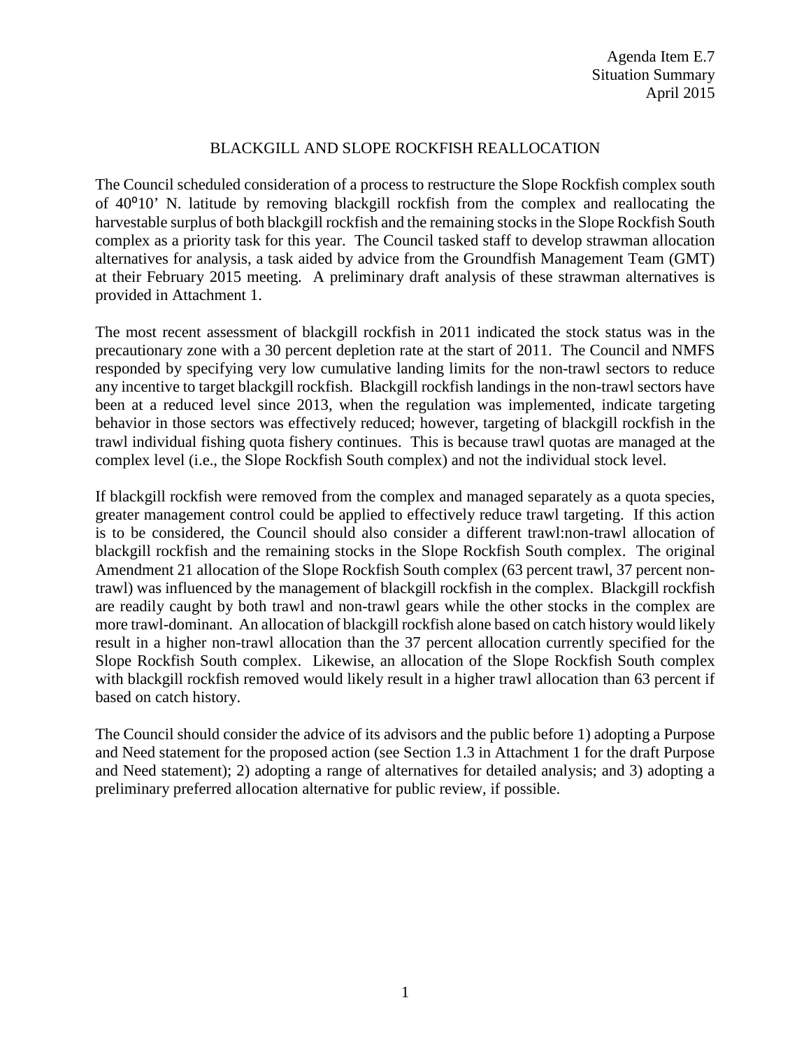Agenda Item E.7
Situation Summary
April 2015

# BLACKGILL AND SLOPE ROCKFISH REALLOCATION

The Council scheduled consideration of a process to restructure the Slope Rockfish complex south of 40°10' N. latitude by removing blackgill rockfish from the complex and reallocating the harvestable surplus of both blackgill rockfish and the remaining stocks in the Slope Rockfish South complex as a priority task for this year. The Council tasked staff to develop strawman allocation alternatives for analysis, a task aided by advice from the Groundfish Management Team (GMT) at their February 2015 meeting. A preliminary draft analysis of these strawman alternatives is provided in Attachment 1.

The most recent assessment of blackgill rockfish in 2011 indicated the stock status was in the precautionary zone with a 30 percent depletion rate at the start of 2011. The Council and NMFS responded by specifying very low cumulative landing limits for the non-trawl sectors to reduce any incentive to target blackgill rockfish. Blackgill rockfish landings in the non-trawl sectors have been at a reduced level since 2013, when the regulation was implemented, indicate targeting behavior in those sectors was effectively reduced; however, targeting of blackgill rockfish in the trawl individual fishing quota fishery continues. This is because trawl quotas are managed at the complex level (i.e., the Slope Rockfish South complex) and not the individual stock level.

If blackgill rockfish were removed from the complex and managed separately as a quota species, greater management control could be applied to effectively reduce trawl targeting. If this action is to be considered, the Council should also consider a different trawl:non-trawl allocation of blackgill rockfish and the remaining stocks in the Slope Rockfish South complex. The original Amendment 21 allocation of the Slope Rockfish South complex (63 percent trawl, 37 percent non-trawl) was influenced by the management of blackgill rockfish in the complex. Blackgill rockfish are readily caught by both trawl and non-trawl gears while the other stocks in the complex are more trawl-dominant. An allocation of blackgill rockfish alone based on catch history would likely result in a higher non-trawl allocation than the 37 percent allocation currently specified for the Slope Rockfish South complex. Likewise, an allocation of the Slope Rockfish South complex with blackgill rockfish removed would likely result in a higher trawl allocation than 63 percent if based on catch history.

The Council should consider the advice of its advisors and the public before 1) adopting a Purpose and Need statement for the proposed action (see Section 1.3 in Attachment 1 for the draft Purpose and Need statement); 2) adopting a range of alternatives for detailed analysis; and 3) adopting a preliminary preferred allocation alternative for public review, if possible.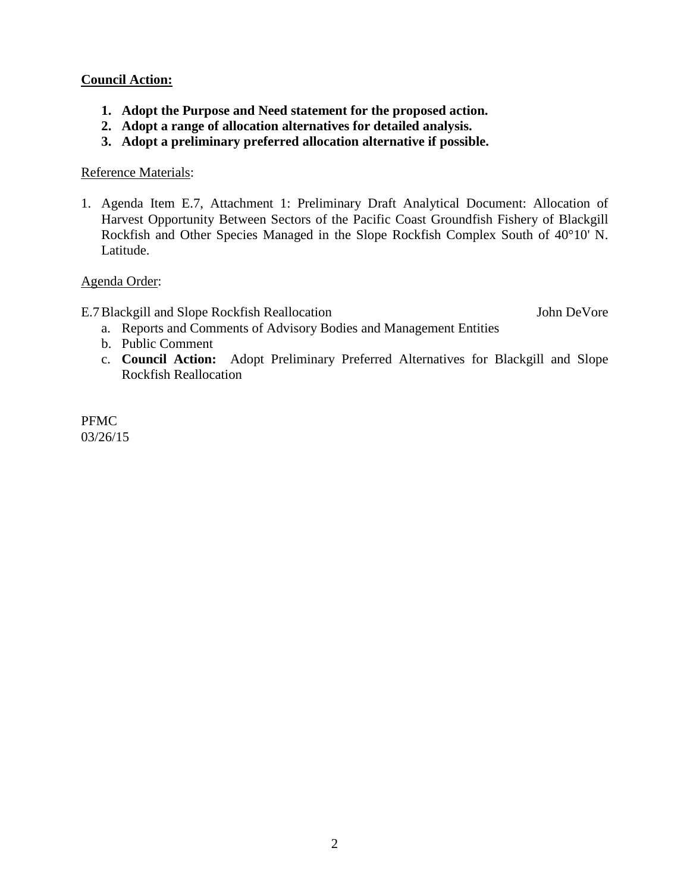**<u>Council Action:</u>**

1. **Adopt the Purpose and Need statement for the proposed action.**
2. **Adopt a range of allocation alternatives for detailed analysis.**
3. **Adopt a preliminary preferred allocation alternative if possible.**

<u>Reference Materials</u>:

1. Agenda Item E.7, Attachment 1: Preliminary Draft Analytical Document: Allocation of Harvest Opportunity Between Sectors of the Pacific Coast Groundfish Fishery of Blackgill Rockfish and Other Species Managed in the Slope Rockfish Complex South of 40°10' N. Latitude.

<u>Agenda Order</u>:

E.7 Blackgill and Slope Rockfish Reallocation — John DeVore

a. Reports and Comments of Advisory Bodies and Management Entities
b. Public Comment
c. **Council Action:** Adopt Preliminary Preferred Alternatives for Blackgill and Slope Rockfish Reallocation

PFMC
03/26/15